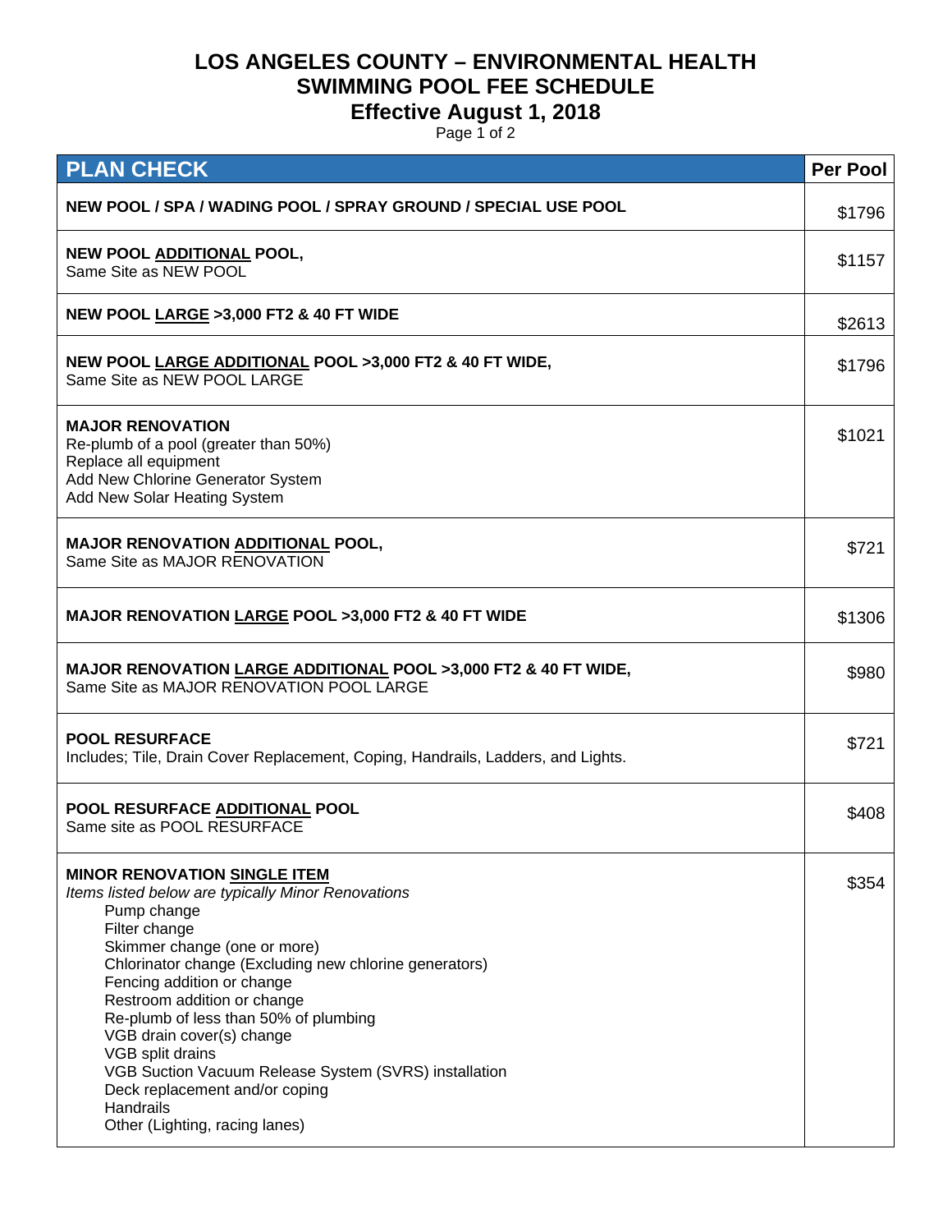# LOS ANGELES COUNTY – ENVIRONMENTAL HEALTH
# SWIMMING POOL FEE SCHEDULE
## Effective August 1, 2018

| PLAN CHECK | Per Pool |
|---|---|
| **NEW POOL / SPA / WADING POOL / SPRAY GROUND / SPECIAL USE POOL** | $1796 |
| **NEW POOL ADDITIONAL POOL,**<br>Same Site as NEW POOL | $1157 |
| **NEW POOL LARGE >3,000 FT2 & 40 FT WIDE** | $2613 |
| **NEW POOL LARGE ADDITIONAL POOL >3,000 FT2 & 40 FT WIDE,**<br>Same Site as NEW POOL LARGE | $1796 |
| **MAJOR RENOVATION**<br>Re-plumb of a pool (greater than 50%)<br>Replace all equipment<br>Add New Chlorine Generator System<br>Add New Solar Heating System | $1021 |
| **MAJOR RENOVATION ADDITIONAL POOL,**<br>Same Site as MAJOR RENOVATION | $721 |
| **MAJOR RENOVATION LARGE POOL >3,000 FT2 & 40 FT WIDE** | $1306 |
| **MAJOR RENOVATION LARGE ADDITIONAL POOL >3,000 FT2 & 40 FT WIDE,**<br>Same Site as MAJOR RENOVATION POOL LARGE | $980 |
| **POOL RESURFACE**<br>Includes; Tile, Drain Cover Replacement, Coping, Handrails, Ladders, and Lights. | $721 |
| **POOL RESURFACE ADDITIONAL POOL**<br>Same site as POOL RESURFACE | $408 |
| **MINOR RENOVATION SINGLE ITEM**<br>*Items listed below are typically Minor Renovations*<br>Pump change<br>Filter change<br>Skimmer change (one or more)<br>Chlorinator change (Excluding new chlorine generators)<br>Fencing addition or change<br>Restroom addition or change<br>Re-plumb of less than 50% of plumbing<br>VGB drain cover(s) change<br>VGB split drains<br>VGB Suction Vacuum Release System (SVRS) installation<br>Deck replacement and/or coping<br>Handrails<br>Other (Lighting, racing lanes) | $354 |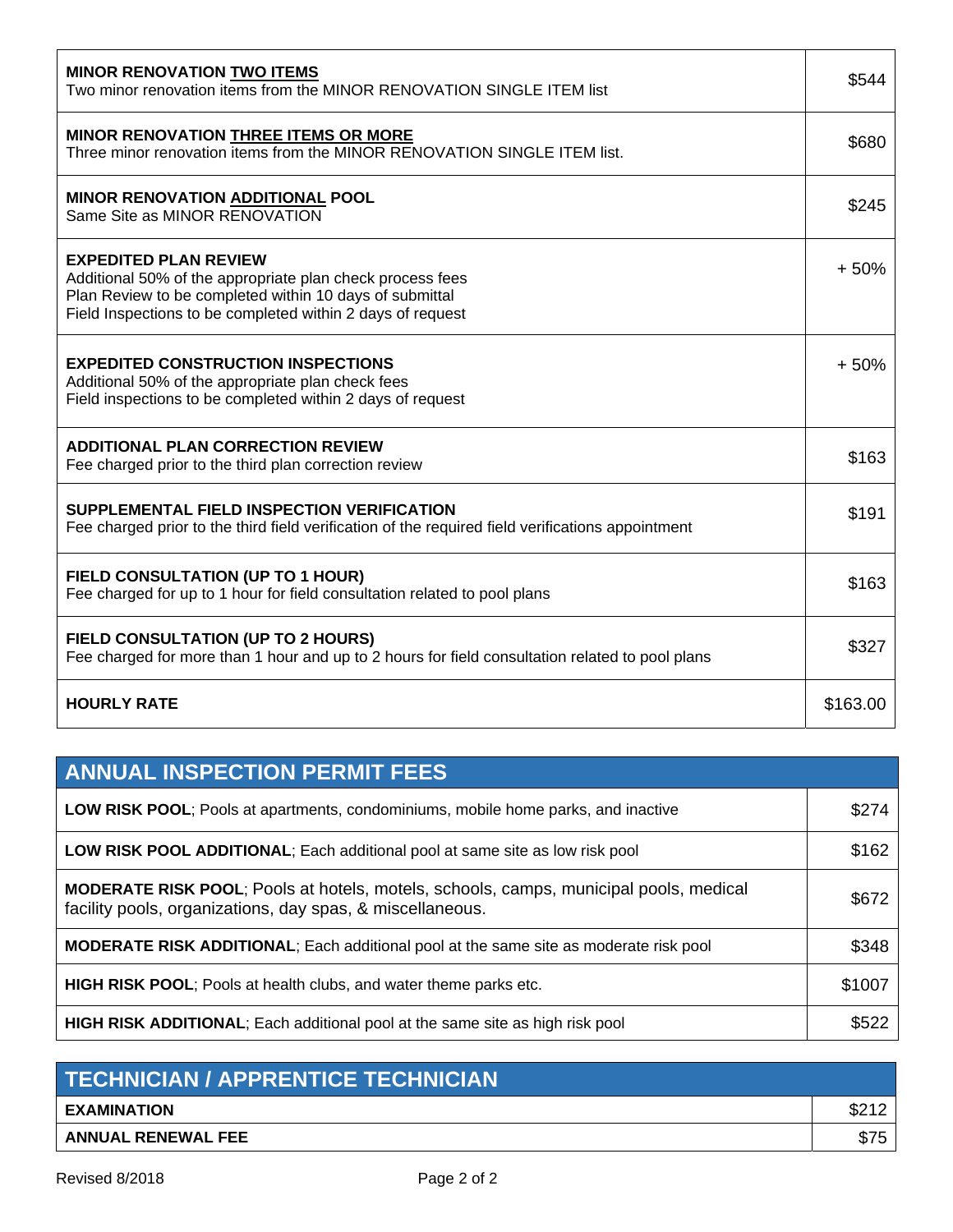| | |
|---|---|
| **MINOR RENOVATION TWO ITEMS**<br>Two minor renovation items from the MINOR RENOVATION SINGLE ITEM list | $544 |
| **MINOR RENOVATION THREE ITEMS OR MORE**<br>Three minor renovation items from the MINOR RENOVATION SINGLE ITEM list. | $680 |
| **MINOR RENOVATION ADDITIONAL POOL**<br>Same Site as MINOR RENOVATION | $245 |
| **EXPEDITED PLAN REVIEW**<br>Additional 50% of the appropriate plan check process fees<br>Plan Review to be completed within 10 days of submittal<br>Field Inspections to be completed within 2 days of request | + 50% |
| **EXPEDITED CONSTRUCTION INSPECTIONS**<br>Additional 50% of the appropriate plan check fees<br>Field inspections to be completed within 2 days of request | + 50% |
| **ADDITIONAL PLAN CORRECTION REVIEW**<br>Fee charged prior to the third plan correction review | $163 |
| **SUPPLEMENTAL FIELD INSPECTION VERIFICATION**<br>Fee charged prior to the third field verification of the required field verifications appointment | $191 |
| **FIELD CONSULTATION (UP TO 1 HOUR)**<br>Fee charged for up to 1 hour for field consultation related to pool plans | $163 |
| **FIELD CONSULTATION (UP TO 2 HOURS)**<br>Fee charged for more than 1 hour and up to 2 hours for field consultation related to pool plans | $327 |
| **HOURLY RATE** | $163.00 |

## ANNUAL INSPECTION PERMIT FEES

| | |
|---|---|
| **LOW RISK POOL**; Pools at apartments, condominiums, mobile home parks, and inactive | $274 |
| **LOW RISK POOL ADDITIONAL**; Each additional pool at same site as low risk pool | $162 |
| **MODERATE RISK POOL**; Pools at hotels, motels, schools, camps, municipal pools, medical facility pools, organizations, day spas, & miscellaneous. | $672 |
| **MODERATE RISK ADDITIONAL**; Each additional pool at the same site as moderate risk pool | $348 |
| **HIGH RISK POOL**; Pools at health clubs, and water theme parks etc. | $1007 |
| **HIGH RISK ADDITIONAL**; Each additional pool at the same site as high risk pool | $522 |

## TECHNICIAN / APPRENTICE TECHNICIAN

| | |
|---|---|
| **EXAMINATION** | $212 |
| **ANNUAL RENEWAL FEE** | $75 |

Revised 8/2018